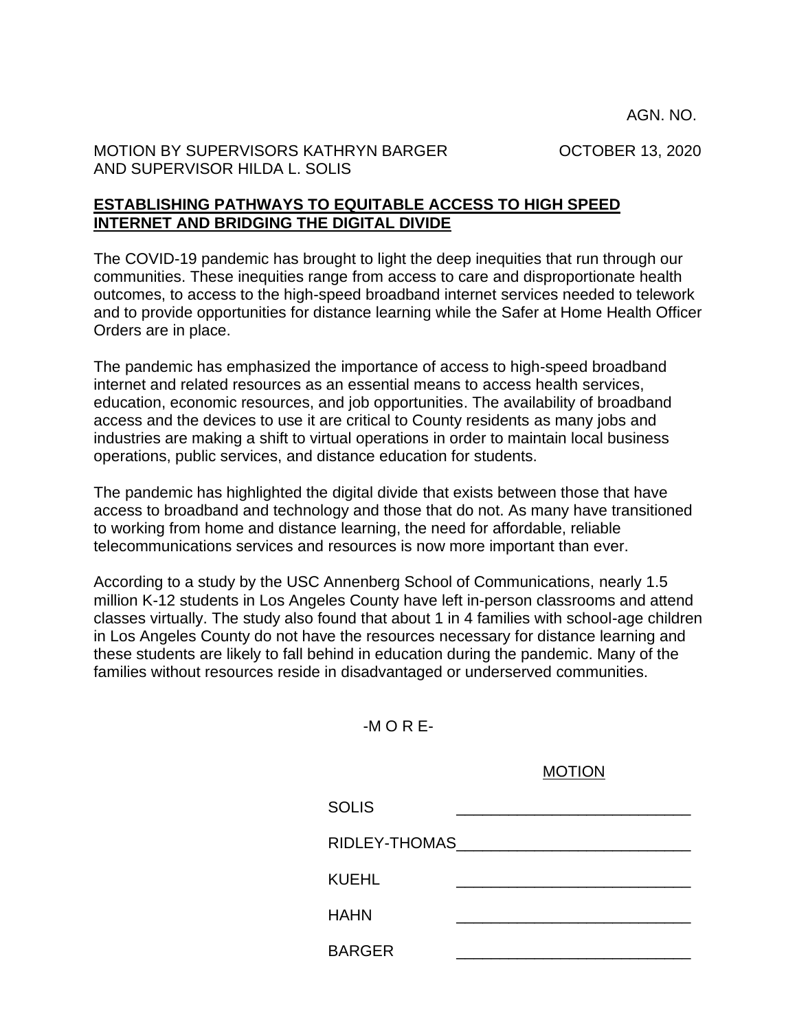AGN. NO.

MOTION BY SUPERVISORS KATHRYN BARGER AND SUPERVISOR HILDA L. SOLIS

OCTOBER 13, 2020

## **ESTABLISHING PATHWAYS TO EQUITABLE ACCESS TO HIGH SPEED INTERNET AND BRIDGING THE DIGITAL DIVIDE**

The COVID-19 pandemic has brought to light the deep inequities that run through our communities. These inequities range from access to care and disproportionate health outcomes, to access to the high-speed broadband internet services needed to telework and to provide opportunities for distance learning while the Safer at Home Health Officer Orders are in place.

The pandemic has emphasized the importance of access to high-speed broadband internet and related resources as an essential means to access health services, education, economic resources, and job opportunities. The availability of broadband access and the devices to use it are critical to County residents as many jobs and industries are making a shift to virtual operations in order to maintain local business operations, public services, and distance education for students.

The pandemic has highlighted the digital divide that exists between those that have access to broadband and technology and those that do not. As many have transitioned to working from home and distance learning, the need for affordable, reliable telecommunications services and resources is now more important than ever.

According to a study by the USC Annenberg School of Communications, nearly 1.5 million K-12 students in Los Angeles County have left in-person classrooms and attend classes virtually. The study also found that about 1 in 4 families with school-age children in Los Angeles County do not have the resources necessary for distance learning and these students are likely to fall behind in education during the pandemic. Many of the families without resources reside in disadvantaged or underserved communities.

-M O R E-

MOTION

| | |
|---|---|
| SOLIS | ___________________________ |
| RIDLEY-THOMAS | ___________________________ |
| KUEHL | ___________________________ |
| HAHN | ___________________________ |
| BARGER | ___________________________ |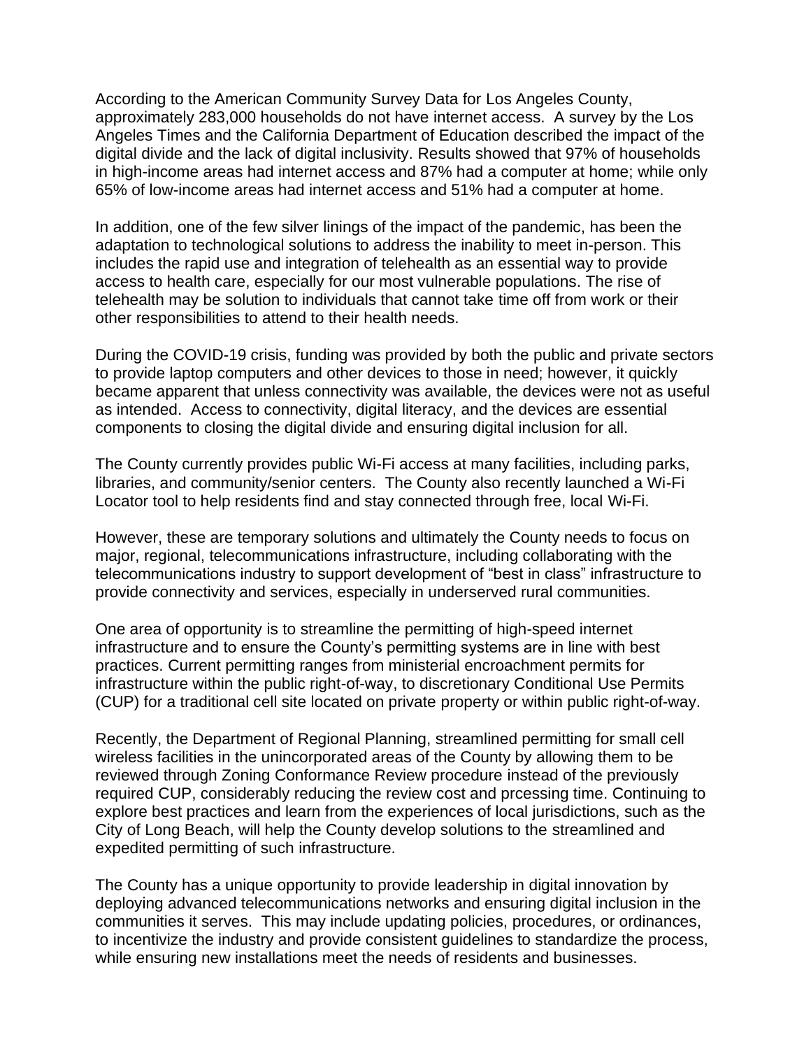According to the American Community Survey Data for Los Angeles County, approximately 283,000 households do not have internet access. A survey by the Los Angeles Times and the California Department of Education described the impact of the digital divide and the lack of digital inclusivity. Results showed that 97% of households in high-income areas had internet access and 87% had a computer at home; while only 65% of low-income areas had internet access and 51% had a computer at home.

In addition, one of the few silver linings of the impact of the pandemic, has been the adaptation to technological solutions to address the inability to meet in-person. This includes the rapid use and integration of telehealth as an essential way to provide access to health care, especially for our most vulnerable populations. The rise of telehealth may be solution to individuals that cannot take time off from work or their other responsibilities to attend to their health needs.

During the COVID-19 crisis, funding was provided by both the public and private sectors to provide laptop computers and other devices to those in need; however, it quickly became apparent that unless connectivity was available, the devices were not as useful as intended. Access to connectivity, digital literacy, and the devices are essential components to closing the digital divide and ensuring digital inclusion for all.

The County currently provides public Wi-Fi access at many facilities, including parks, libraries, and community/senior centers. The County also recently launched a Wi-Fi Locator tool to help residents find and stay connected through free, local Wi-Fi.

However, these are temporary solutions and ultimately the County needs to focus on major, regional, telecommunications infrastructure, including collaborating with the telecommunications industry to support development of "best in class" infrastructure to provide connectivity and services, especially in underserved rural communities.

One area of opportunity is to streamline the permitting of high-speed internet infrastructure and to ensure the County's permitting systems are in line with best practices. Current permitting ranges from ministerial encroachment permits for infrastructure within the public right-of-way, to discretionary Conditional Use Permits (CUP) for a traditional cell site located on private property or within public right-of-way.

Recently, the Department of Regional Planning, streamlined permitting for small cell wireless facilities in the unincorporated areas of the County by allowing them to be reviewed through Zoning Conformance Review procedure instead of the previously required CUP, considerably reducing the review cost and prcessing time. Continuing to explore best practices and learn from the experiences of local jurisdictions, such as the City of Long Beach, will help the County develop solutions to the streamlined and expedited permitting of such infrastructure.

The County has a unique opportunity to provide leadership in digital innovation by deploying advanced telecommunications networks and ensuring digital inclusion in the communities it serves. This may include updating policies, procedures, or ordinances, to incentivize the industry and provide consistent guidelines to standardize the process, while ensuring new installations meet the needs of residents and businesses.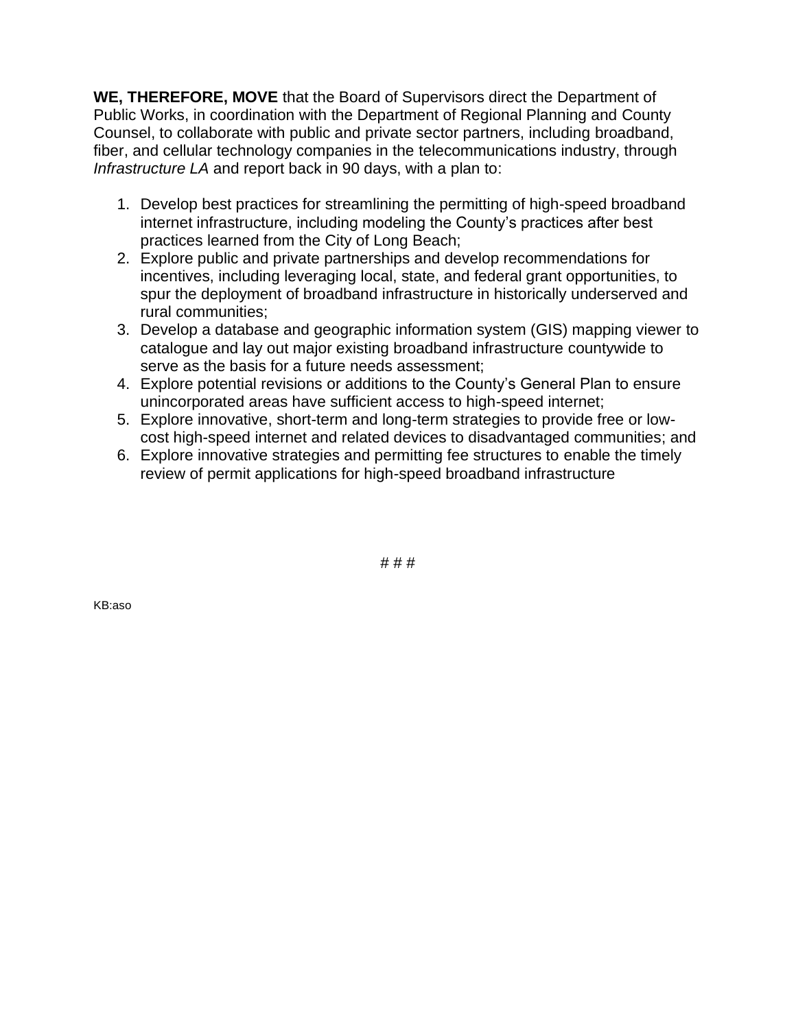**WE, THEREFORE, MOVE** that the Board of Supervisors direct the Department of Public Works, in coordination with the Department of Regional Planning and County Counsel, to collaborate with public and private sector partners, including broadband, fiber, and cellular technology companies in the telecommunications industry, through *Infrastructure LA* and report back in 90 days, with a plan to:

1. Develop best practices for streamlining the permitting of high-speed broadband internet infrastructure, including modeling the County's practices after best practices learned from the City of Long Beach;
2. Explore public and private partnerships and develop recommendations for incentives, including leveraging local, state, and federal grant opportunities, to spur the deployment of broadband infrastructure in historically underserved and rural communities;
3. Develop a database and geographic information system (GIS) mapping viewer to catalogue and lay out major existing broadband infrastructure countywide to serve as the basis for a future needs assessment;
4. Explore potential revisions or additions to the County's General Plan to ensure unincorporated areas have sufficient access to high-speed internet;
5. Explore innovative, short-term and long-term strategies to provide free or low-cost high-speed internet and related devices to disadvantaged communities; and
6. Explore innovative strategies and permitting fee structures to enable the timely review of permit applications for high-speed broadband infrastructure

# # #

KB:aso